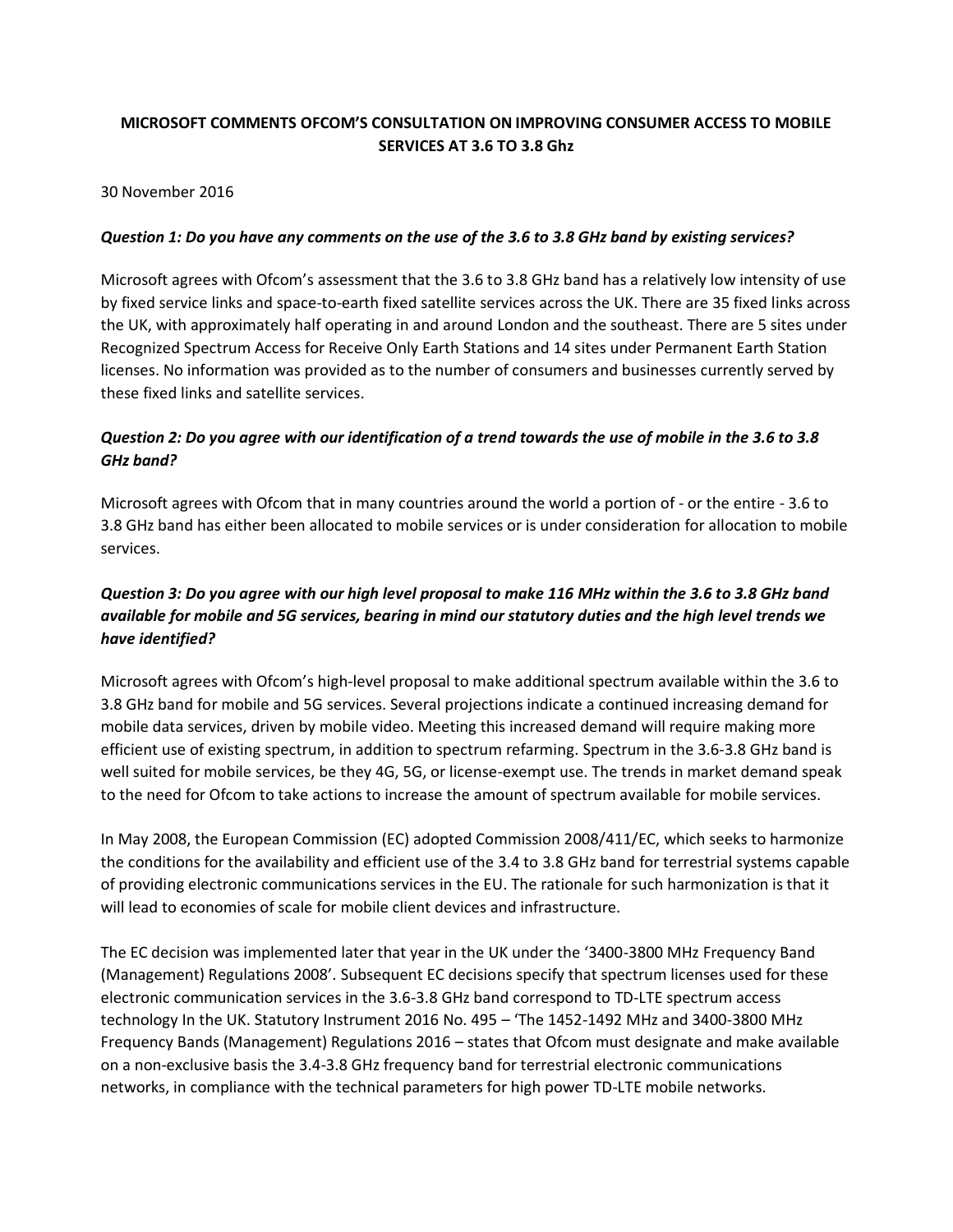**MICROSOFT COMMENTS OFCOM'S CONSULTATION ON IMPROVING CONSUMER ACCESS TO MOBILE SERVICES AT 3.6 TO 3.8 Ghz**

30 November 2016

***Question 1: Do you have any comments on the use of the 3.6 to 3.8 GHz band by existing services?***

Microsoft agrees with Ofcom's assessment that the 3.6 to 3.8 GHz band has a relatively low intensity of use by fixed service links and space-to-earth fixed satellite services across the UK. There are 35 fixed links across the UK, with approximately half operating in and around London and the southeast. There are 5 sites under Recognized Spectrum Access for Receive Only Earth Stations and 14 sites under Permanent Earth Station licenses. No information was provided as to the number of consumers and businesses currently served by these fixed links and satellite services.

***Question 2: Do you agree with our identification of a trend towards the use of mobile in the 3.6 to 3.8 GHz band?***

Microsoft agrees with Ofcom that in many countries around the world a portion of - or the entire - 3.6 to 3.8 GHz band has either been allocated to mobile services or is under consideration for allocation to mobile services.

***Question 3: Do you agree with our high level proposal to make 116 MHz within the 3.6 to 3.8 GHz band available for mobile and 5G services, bearing in mind our statutory duties and the high level trends we have identified?***

Microsoft agrees with Ofcom's high-level proposal to make additional spectrum available within the 3.6 to 3.8 GHz band for mobile and 5G services. Several projections indicate a continued increasing demand for mobile data services, driven by mobile video. Meeting this increased demand will require making more efficient use of existing spectrum, in addition to spectrum refarming. Spectrum in the 3.6-3.8 GHz band is well suited for mobile services, be they 4G, 5G, or license-exempt use. The trends in market demand speak to the need for Ofcom to take actions to increase the amount of spectrum available for mobile services.

In May 2008, the European Commission (EC) adopted Commission 2008/411/EC, which seeks to harmonize the conditions for the availability and efficient use of the 3.4 to 3.8 GHz band for terrestrial systems capable of providing electronic communications services in the EU. The rationale for such harmonization is that it will lead to economies of scale for mobile client devices and infrastructure.

The EC decision was implemented later that year in the UK under the '3400-3800 MHz Frequency Band (Management) Regulations 2008'. Subsequent EC decisions specify that spectrum licenses used for these electronic communication services in the 3.6-3.8 GHz band correspond to TD-LTE spectrum access technology In the UK. Statutory Instrument 2016 No. 495 – 'The 1452-1492 MHz and 3400-3800 MHz Frequency Bands (Management) Regulations 2016 – states that Ofcom must designate and make available on a non-exclusive basis the 3.4-3.8 GHz frequency band for terrestrial electronic communications networks, in compliance with the technical parameters for high power TD-LTE mobile networks.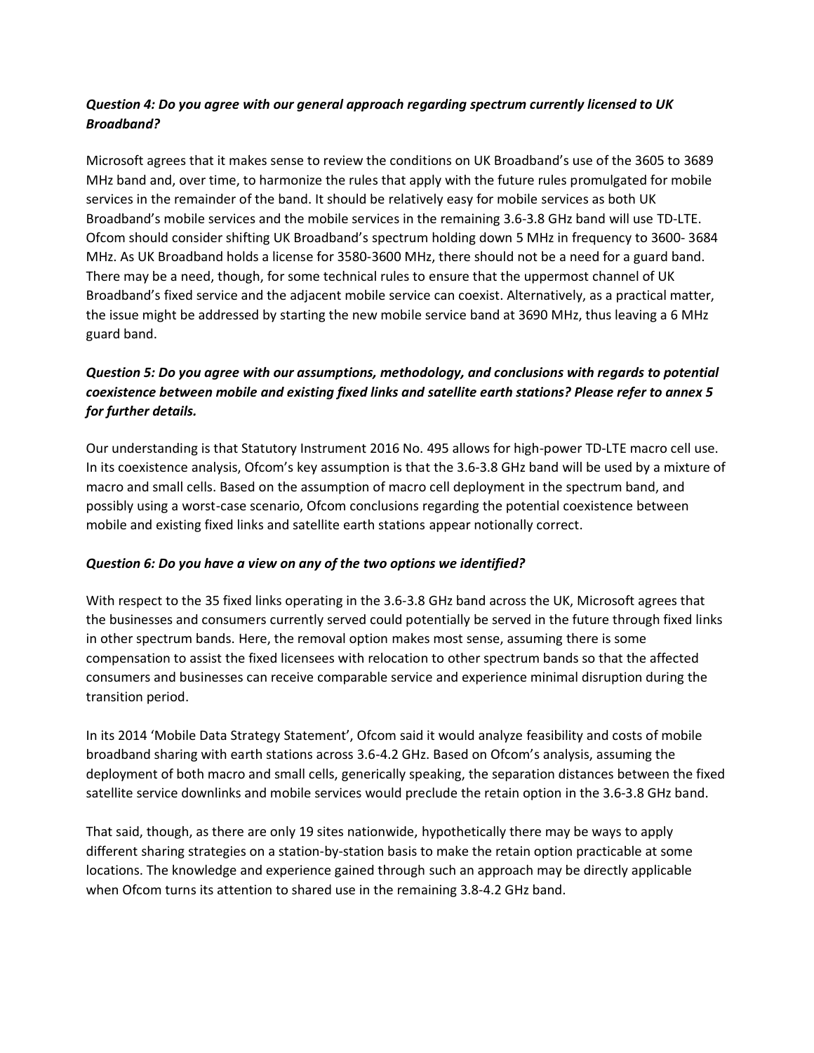***Question 4: Do you agree with our general approach regarding spectrum currently licensed to UK Broadband?***

Microsoft agrees that it makes sense to review the conditions on UK Broadband's use of the 3605 to 3689 MHz band and, over time, to harmonize the rules that apply with the future rules promulgated for mobile services in the remainder of the band. It should be relatively easy for mobile services as both UK Broadband's mobile services and the mobile services in the remaining 3.6-3.8 GHz band will use TD-LTE. Ofcom should consider shifting UK Broadband's spectrum holding down 5 MHz in frequency to 3600- 3684 MHz. As UK Broadband holds a license for 3580-3600 MHz, there should not be a need for a guard band. There may be a need, though, for some technical rules to ensure that the uppermost channel of UK Broadband's fixed service and the adjacent mobile service can coexist. Alternatively, as a practical matter, the issue might be addressed by starting the new mobile service band at 3690 MHz, thus leaving a 6 MHz guard band.

***Question 5: Do you agree with our assumptions, methodology, and conclusions with regards to potential coexistence between mobile and existing fixed links and satellite earth stations? Please refer to annex 5 for further details.***

Our understanding is that Statutory Instrument 2016 No. 495 allows for high-power TD-LTE macro cell use. In its coexistence analysis, Ofcom's key assumption is that the 3.6-3.8 GHz band will be used by a mixture of macro and small cells. Based on the assumption of macro cell deployment in the spectrum band, and possibly using a worst-case scenario, Ofcom conclusions regarding the potential coexistence between mobile and existing fixed links and satellite earth stations appear notionally correct.

***Question 6: Do you have a view on any of the two options we identified?***

With respect to the 35 fixed links operating in the 3.6-3.8 GHz band across the UK, Microsoft agrees that the businesses and consumers currently served could potentially be served in the future through fixed links in other spectrum bands. Here, the removal option makes most sense, assuming there is some compensation to assist the fixed licensees with relocation to other spectrum bands so that the affected consumers and businesses can receive comparable service and experience minimal disruption during the transition period.

In its 2014 'Mobile Data Strategy Statement', Ofcom said it would analyze feasibility and costs of mobile broadband sharing with earth stations across 3.6-4.2 GHz. Based on Ofcom's analysis, assuming the deployment of both macro and small cells, generically speaking, the separation distances between the fixed satellite service downlinks and mobile services would preclude the retain option in the 3.6-3.8 GHz band.

That said, though, as there are only 19 sites nationwide, hypothetically there may be ways to apply different sharing strategies on a station-by-station basis to make the retain option practicable at some locations. The knowledge and experience gained through such an approach may be directly applicable when Ofcom turns its attention to shared use in the remaining 3.8-4.2 GHz band.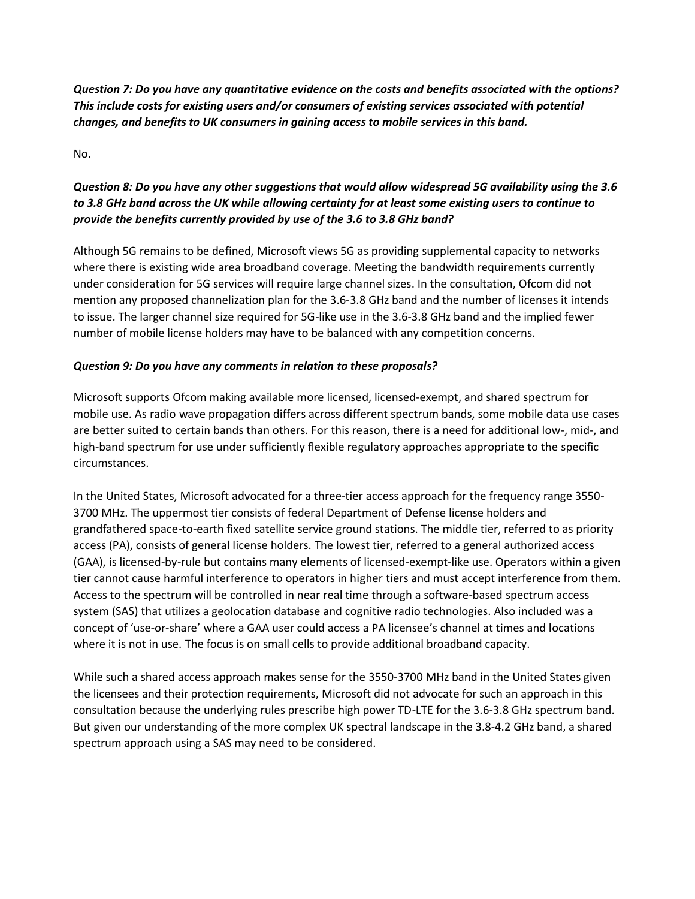***Question 7: Do you have any quantitative evidence on the costs and benefits associated with the options? This include costs for existing users and/or consumers of existing services associated with potential changes, and benefits to UK consumers in gaining access to mobile services in this band.***

No.

***Question 8: Do you have any other suggestions that would allow widespread 5G availability using the 3.6 to 3.8 GHz band across the UK while allowing certainty for at least some existing users to continue to provide the benefits currently provided by use of the 3.6 to 3.8 GHz band?***

Although 5G remains to be defined, Microsoft views 5G as providing supplemental capacity to networks where there is existing wide area broadband coverage. Meeting the bandwidth requirements currently under consideration for 5G services will require large channel sizes. In the consultation, Ofcom did not mention any proposed channelization plan for the 3.6-3.8 GHz band and the number of licenses it intends to issue. The larger channel size required for 5G-like use in the 3.6-3.8 GHz band and the implied fewer number of mobile license holders may have to be balanced with any competition concerns.

***Question 9: Do you have any comments in relation to these proposals?***

Microsoft supports Ofcom making available more licensed, licensed-exempt, and shared spectrum for mobile use. As radio wave propagation differs across different spectrum bands, some mobile data use cases are better suited to certain bands than others. For this reason, there is a need for additional low-, mid-, and high-band spectrum for use under sufficiently flexible regulatory approaches appropriate to the specific circumstances.

In the United States, Microsoft advocated for a three-tier access approach for the frequency range 3550-3700 MHz. The uppermost tier consists of federal Department of Defense license holders and grandfathered space-to-earth fixed satellite service ground stations. The middle tier, referred to as priority access (PA), consists of general license holders. The lowest tier, referred to a general authorized access (GAA), is licensed-by-rule but contains many elements of licensed-exempt-like use. Operators within a given tier cannot cause harmful interference to operators in higher tiers and must accept interference from them. Access to the spectrum will be controlled in near real time through a software-based spectrum access system (SAS) that utilizes a geolocation database and cognitive radio technologies. Also included was a concept of 'use-or-share' where a GAA user could access a PA licensee's channel at times and locations where it is not in use. The focus is on small cells to provide additional broadband capacity.

While such a shared access approach makes sense for the 3550-3700 MHz band in the United States given the licensees and their protection requirements, Microsoft did not advocate for such an approach in this consultation because the underlying rules prescribe high power TD-LTE for the 3.6-3.8 GHz spectrum band. But given our understanding of the more complex UK spectral landscape in the 3.8-4.2 GHz band, a shared spectrum approach using a SAS may need to be considered.